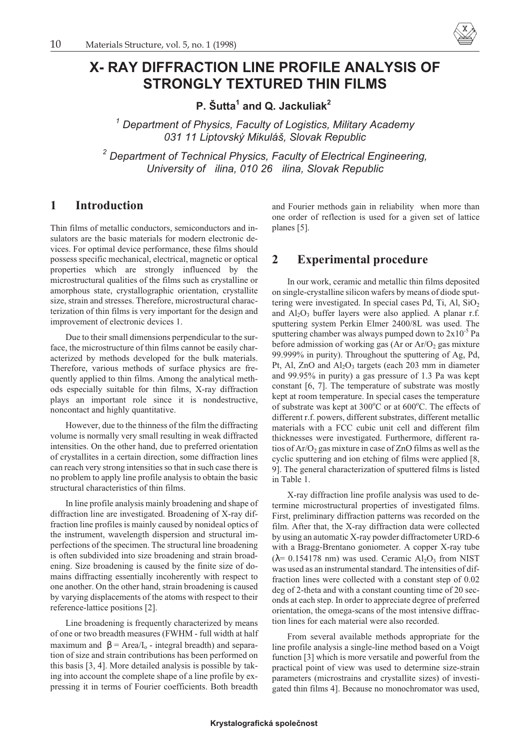# X- RAY DIFFRACTION LINE PROFILE ANALYSIS OF STRONGLY TEXTURED THIN FILMS

**P. Šutta[1] and Q. Jackuliak[2]**

[1] *Department of Physics, Faculty of Logistics, Military Academy 031 11 Liptovský Mikuláš, Slovak Republic*

[2] *Department of Technical Physics, Faculty of Electrical Engineering, University of ilina, 010 26 ilina, Slovak Republic*

## 1 Introduction

Thin films of metallic conductors, semiconductors and insulators are the basic materials for modern electronic devices. For optimal device performance, these films should possess specific mechanical, electrical, magnetic or optical properties which are strongly influenced by the microstructural qualities of the films such as crystalline or amorphous state, crystallographic orientation, crystallite size, strain and stresses. Therefore, microstructural characterization of thin films is very important for the design and improvement of electronic devices 1.

Due to their small dimensions perpendicular to the surface, the microstructure of thin films cannot be easily characterized by methods developed for the bulk materials. Therefore, various methods of surface physics are frequently applied to thin films. Among the analytical methods especially suitable for thin films, X-ray diffraction plays an important role since it is nondestructive, noncontact and highly quantitative.

However, due to the thinness of the film the diffracting volume is normally very small resulting in weak diffracted intensities. On the other hand, due to preferred orientation of crystallites in a certain direction, some diffraction lines can reach very strong intensities so that in such case there is no problem to apply line profile analysis to obtain the basic structural characteristics of thin films.

In line profile analysis mainly broadening and shape of diffraction line are investigated. Broadening of X-ray diffraction line profiles is mainly caused by nonideal optics of the instrument, wavelength dispersion and structural imperfections of the specimen. The structural line broadening is often subdivided into size broadening and strain broadening. Size broadening is caused by the finite size of domains diffracting essentially incoherently with respect to one another. On the other hand, strain broadening is caused by varying displacements of the atoms with respect to their reference-lattice positions [2].

Line broadening is frequently characterized by means of one or two breadth measures (FWHM - full width at half maximum and $\beta = \text{Area}/I_o$ - integral breadth) and separation of size and strain contributions has been performed on this basis [3, 4]. More detailed analysis is possible by taking into account the complete shape of a line profile by expressing it in terms of Fourier coefficients. Both breadth and Fourier methods gain in reliability when more than one order of reflection is used for a given set of lattice planes [5].

## 2 Experimental procedure

In our work, ceramic and metallic thin films deposited on single-crystalline silicon wafers by means of diode sputtering were investigated. In special cases Pd, Ti, Al, $SiO_2$ and $Al_2O_3$ buffer layers were also applied. A planar r.f. sputtering system Perkin Elmer 2400/8L was used. The sputtering chamber was always pumped down to $2\text{x}10^{-5}$ Pa before admission of working gas (Ar or $Ar/O_2$ gas mixture 99.999% in purity). Throughout the sputtering of Ag, Pd, Pt, Al, ZnO and $Al_2O_3$ targets (each 203 mm in diameter and 99.95% in purity) a gas pressure of 1.3 Pa was kept constant [6, 7]. The temperature of substrate was mostly kept at room temperature. In special cases the temperature of substrate was kept at 300°C or at 600°C. The effects of different r.f. powers, different substrates, different metallic materials with a FCC cubic unit cell and different film thicknesses were investigated. Furthermore, different ratios of $Ar/O_2$ gas mixture in case of ZnO films as well as the cyclic sputtering and ion etching of films were applied [8, 9]. The general characterization of sputtered films is listed in Table 1.

X-ray diffraction line profile analysis was used to determine microstructural properties of investigated films. First, preliminary diffraction patterns was recorded on the film. After that, the X-ray diffraction data were collected by using an automatic X-ray powder diffractometer URD-6 with a Bragg-Brentano goniometer. A copper X-ray tube ($\lambda$= 0.154178 nm) was used. Ceramic $Al_2O_3$ from NIST was used as an instrumental standard. The intensities of diffraction lines were collected with a constant step of 0.02 deg of 2-theta and with a constant counting time of 20 seconds at each step. In order to appreciate degree of preferred orientation, the omega-scans of the most intensive diffraction lines for each material were also recorded.

From several available methods appropriate for the line profile analysis a single-line method based on a Voigt function [3] which is more versatile and powerful from the practical point of view was used to determine size-strain parameters (microstrains and crystallite sizes) of investigated thin films 4]. Because no monochromator was used,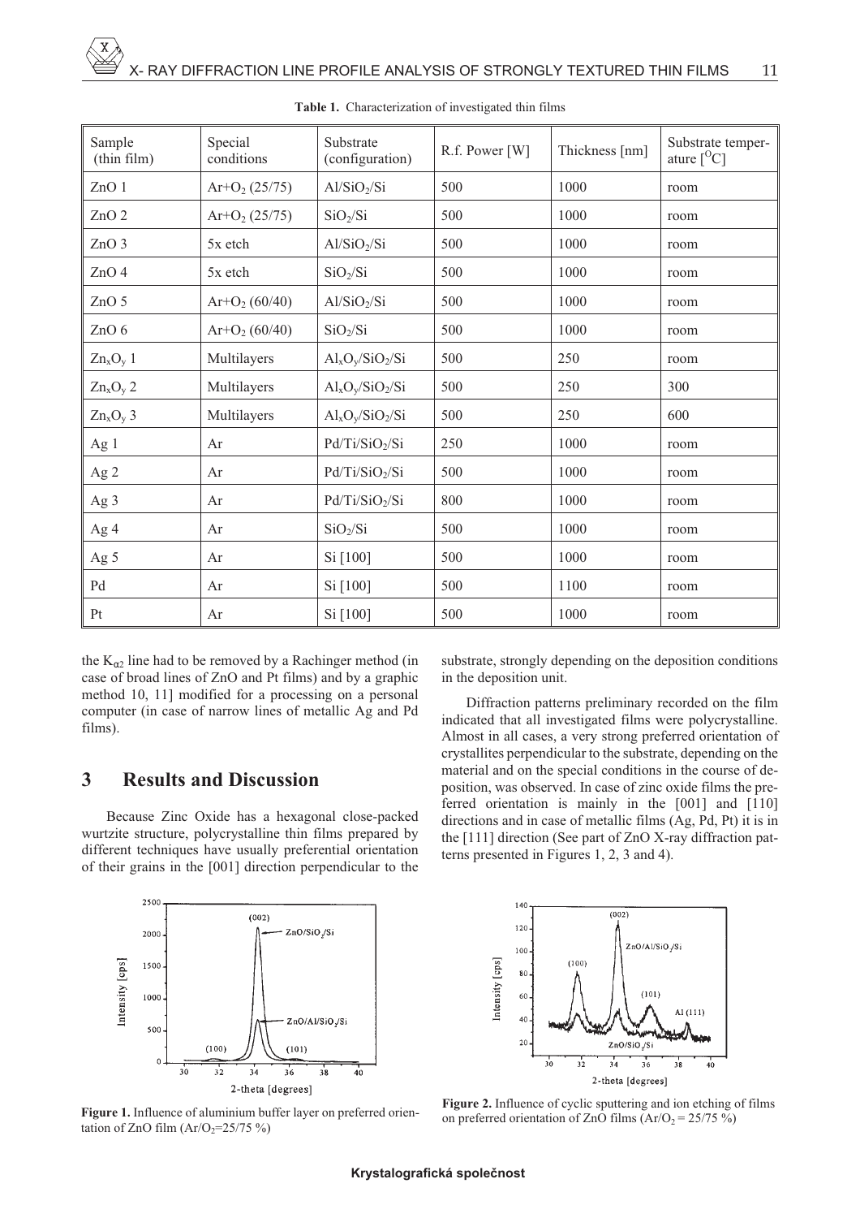**Table 1.** Characterization of investigated thin films

| Sample (thin film) | Special conditions | Substrate (configuration) | R.f. Power [W] | Thickness [nm] | Substrate temperature [$^{O}$C] |
|---|---|---|---|---|---|
| ZnO 1 | Ar+$O_2$ (25/75) | Al/$SiO_2$/Si | 500 | 1000 | room |
| ZnO 2 | Ar+$O_2$ (25/75) | $SiO_2$/Si | 500 | 1000 | room |
| ZnO 3 | 5x etch | Al/$SiO_2$/Si | 500 | 1000 | room |
| ZnO 4 | 5x etch | $SiO_2$/Si | 500 | 1000 | room |
| ZnO 5 | Ar+$O_2$ (60/40) | Al/$SiO_2$/Si | 500 | 1000 | room |
| ZnO 6 | Ar+$O_2$ (60/40) | $SiO_2$/Si | 500 | 1000 | room |
| $Zn_xO_y$ 1 | Multilayers | $Al_xO_y$/$SiO_2$/Si | 500 | 250 | room |
| $Zn_xO_y$ 2 | Multilayers | $Al_xO_y$/$SiO_2$/Si | 500 | 250 | 300 |
| $Zn_xO_y$ 3 | Multilayers | $Al_xO_y$/$SiO_2$/Si | 500 | 250 | 600 |
| Ag 1 | Ar | Pd/Ti/$SiO_2$/Si | 250 | 1000 | room |
| Ag 2 | Ar | Pd/Ti/$SiO_2$/Si | 500 | 1000 | room |
| Ag 3 | Ar | Pd/Ti/$SiO_2$/Si | 800 | 1000 | room |
| Ag 4 | Ar | $SiO_2$/Si | 500 | 1000 | room |
| Ag 5 | Ar | Si [100] | 500 | 1000 | room |
| Pd | Ar | Si [100] | 500 | 1100 | room |
| Pt | Ar | Si [100] | 500 | 1000 | room |

the $K_{\alpha2}$ line had to be removed by a Rachinger method (in case of broad lines of ZnO and Pt films) and by a graphic method 10, 11] modified for a processing on a personal computer (in case of narrow lines of metallic Ag and Pd films).

## 3 Results and Discussion

Because Zinc Oxide has a hexagonal close-packed wurtzite structure, polycrystalline thin films prepared by different techniques have usually preferential orientation of their grains in the [001] direction perpendicular to the substrate, strongly depending on the deposition conditions in the deposition unit.

Diffraction patterns preliminary recorded on the film indicated that all investigated films were polycrystalline. Almost in all cases, a very strong preferred orientation of crystallites perpendicular to the substrate, depending on the material and on the special conditions in the course of deposition, was observed. In case of zinc oxide films the preferred orientation is mainly in the [001] and [110] directions and in case of metallic films (Ag, Pd, Pt) it is in the [111] direction (See part of ZnO X-ray diffraction patterns presented in Figures 1, 2, 3 and 4).

**Figure 1.** Influence of aluminium buffer layer on preferred orientation of ZnO film (Ar/$O_2$=25/75 %)

**Figure 2.** Influence of cyclic sputtering and ion etching of films on preferred orientation of ZnO films (Ar/$O_2$ = 25/75 %)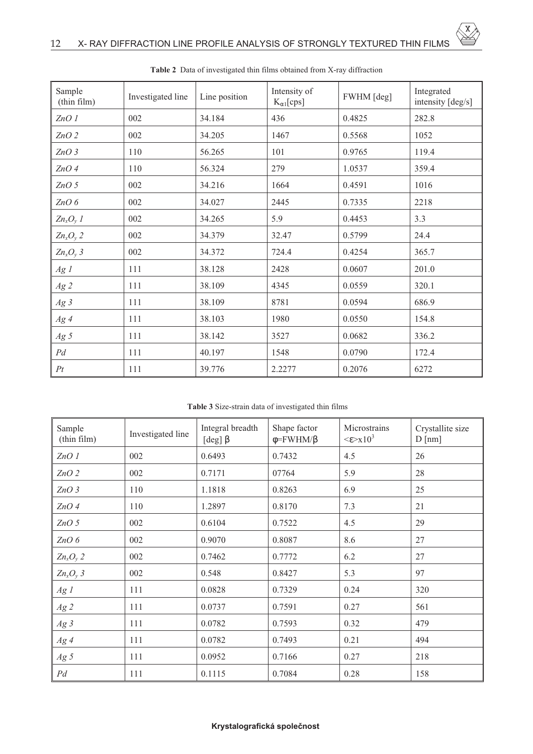**Table 2** Data of investigated thin films obtained from X-ray diffraction

| Sample (thin film) | Investigated line | Line position | Intensity of $K_{\alpha 1}$[cps] | FWHM [deg] | Integrated intensity [deg/s] |
|---|---|---|---|---|---|
| *ZnO 1* | 002 | 34.184 | 436 | 0.4825 | 282.8 |
| *ZnO 2* | 002 | 34.205 | 1467 | 0.5568 | 1052 |
| *ZnO 3* | 110 | 56.265 | 101 | 0.9765 | 119.4 |
| *ZnO 4* | 110 | 56.324 | 279 | 1.0537 | 359.4 |
| *ZnO 5* | 002 | 34.216 | 1664 | 0.4591 | 1016 |
| *ZnO 6* | 002 | 34.027 | 2445 | 0.7335 | 2218 |
| $Zn_xO_y$ *1* | 002 | 34.265 | 5.9 | 0.4453 | 3.3 |
| $Zn_xO_y$ *2* | 002 | 34.379 | 32.47 | 0.5799 | 24.4 |
| $Zn_xO_y$ *3* | 002 | 34.372 | 724.4 | 0.4254 | 365.7 |
| *Ag 1* | 111 | 38.128 | 2428 | 0.0607 | 201.0 |
| *Ag 2* | 111 | 38.109 | 4345 | 0.0559 | 320.1 |
| *Ag 3* | 111 | 38.109 | 8781 | 0.0594 | 686.9 |
| *Ag 4* | 111 | 38.103 | 1980 | 0.0550 | 154.8 |
| *Ag 5* | 111 | 38.142 | 3527 | 0.0682 | 336.2 |
| *Pd* | 111 | 40.197 | 1548 | 0.0790 | 172.4 |
| *Pt* | 111 | 39.776 | 2.2277 | 0.2076 | 6272 |

**Table 3** Size-strain data of investigated thin films

| Sample (thin film) | Investigated line | Integral breadth [deg] $\beta$ | Shape factor $\varphi$=FWHM/$\beta$ | Microstrains $<\varepsilon>$x$10^3$ | Crystallite size D [nm] |
|---|---|---|---|---|---|
| *ZnO 1* | 002 | 0.6493 | 0.7432 | 4.5 | 26 |
| *ZnO 2* | 002 | 0.7171 | 07764 | 5.9 | 28 |
| *ZnO 3* | 110 | 1.1818 | 0.8263 | 6.9 | 25 |
| *ZnO 4* | 110 | 1.2897 | 0.8170 | 7.3 | 21 |
| *ZnO 5* | 002 | 0.6104 | 0.7522 | 4.5 | 29 |
| *ZnO 6* | 002 | 0.9070 | 0.8087 | 8.6 | 27 |
| $Zn_xO_y$ *2* | 002 | 0.7462 | 0.7772 | 6.2 | 27 |
| $Zn_xO_y$ *3* | 002 | 0.548 | 0.8427 | 5.3 | 97 |
| *Ag 1* | 111 | 0.0828 | 0.7329 | 0.24 | 320 |
| *Ag 2* | 111 | 0.0737 | 0.7591 | 0.27 | 561 |
| *Ag 3* | 111 | 0.0782 | 0.7593 | 0.32 | 479 |
| *Ag 4* | 111 | 0.0782 | 0.7493 | 0.21 | 494 |
| *Ag 5* | 111 | 0.0952 | 0.7166 | 0.27 | 218 |
| *Pd* | 111 | 0.1115 | 0.7084 | 0.28 | 158 |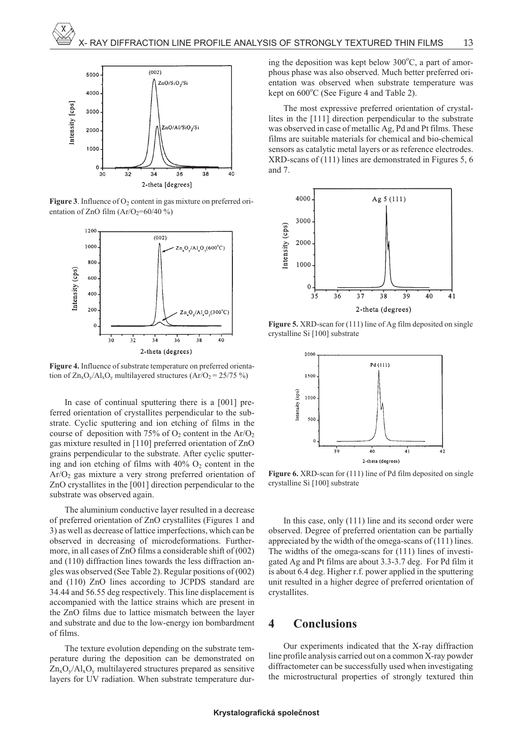**Figure 3**. Influence of $O_2$ content in gas mixture on preferred orientation of ZnO film ($Ar/O_2$=60/40 %)

**Figure 4.** Influence of substrate temperature on preferred orientation of $Zn_xO_y/Al_xO_y$ multilayered structures ($Ar/O_2$ = 25/75 %)

In case of continual sputtering there is a [001] preferred orientation of crystallites perpendicular to the substrate. Cyclic sputtering and ion etching of films in the course of deposition with 75% of $O_2$ content in the $Ar/O_2$ gas mixture resulted in [110] preferred orientation of ZnO grains perpendicular to the substrate. After cyclic sputtering and ion etching of films with 40% $O_2$ content in the $Ar/O_2$ gas mixture a very strong preferred orientation of ZnO crystallites in the [001] direction perpendicular to the substrate was observed again.

The aluminium conductive layer resulted in a decrease of preferred orientation of ZnO crystallites (Figures 1 and 3) as well as decrease of lattice imperfections, which can be observed in decreasing of microdeformations. Furthermore, in all cases of ZnO films a considerable shift of (002) and (110) diffraction lines towards the less diffraction angles was observed (See Table 2). Regular positions of (002) and (110) ZnO lines according to JCPDS standard are 34.44 and 56.55 deg respectively. This line displacement is accompanied with the lattice strains which are present in the ZnO films due to lattice mismatch between the layer and substrate and due to the low-energy ion bombardment of films.

The texture evolution depending on the substrate temperature during the deposition can be demonstrated on $Zn_xO_y/Al_xO_y$ multilayered structures prepared as sensitive layers for UV radiation. When substrate temperature during the deposition was kept below 300°C, a part of amorphous phase was also observed. Much better preferred orientation was observed when substrate temperature was kept on 600°C (See Figure 4 and Table 2).

The most expressive preferred orientation of crystallites in the [111] direction perpendicular to the substrate was observed in case of metallic Ag, Pd and Pt films. These films are suitable materials for chemical and bio-chemical sensors as catalytic metal layers or as reference electrodes. XRD-scans of (111) lines are demonstrated in Figures 5, 6 and 7.

**Figure 5.** XRD-scan for (111) line of Ag film deposited on single crystalline Si [100] substrate

**Figure 6.** XRD-scan for (111) line of Pd film deposited on single crystalline Si [100] substrate

In this case, only (111) line and its second order were observed. Degree of preferred orientation can be partially appreciated by the width of the omega-scans of (111) lines. The widths of the omega-scans for (111) lines of investigated Ag and Pt films are about 3.3-3.7 deg. For Pd film it is about 6.4 deg. Higher r.f. power applied in the sputtering unit resulted in a higher degree of preferred orientation of crystallites.

## 4 Conclusions

Our experiments indicated that the X-ray diffraction line profile analysis carried out on a common X-ray powder diffractometer can be successfully used when investigating the microstructural properties of strongly textured thin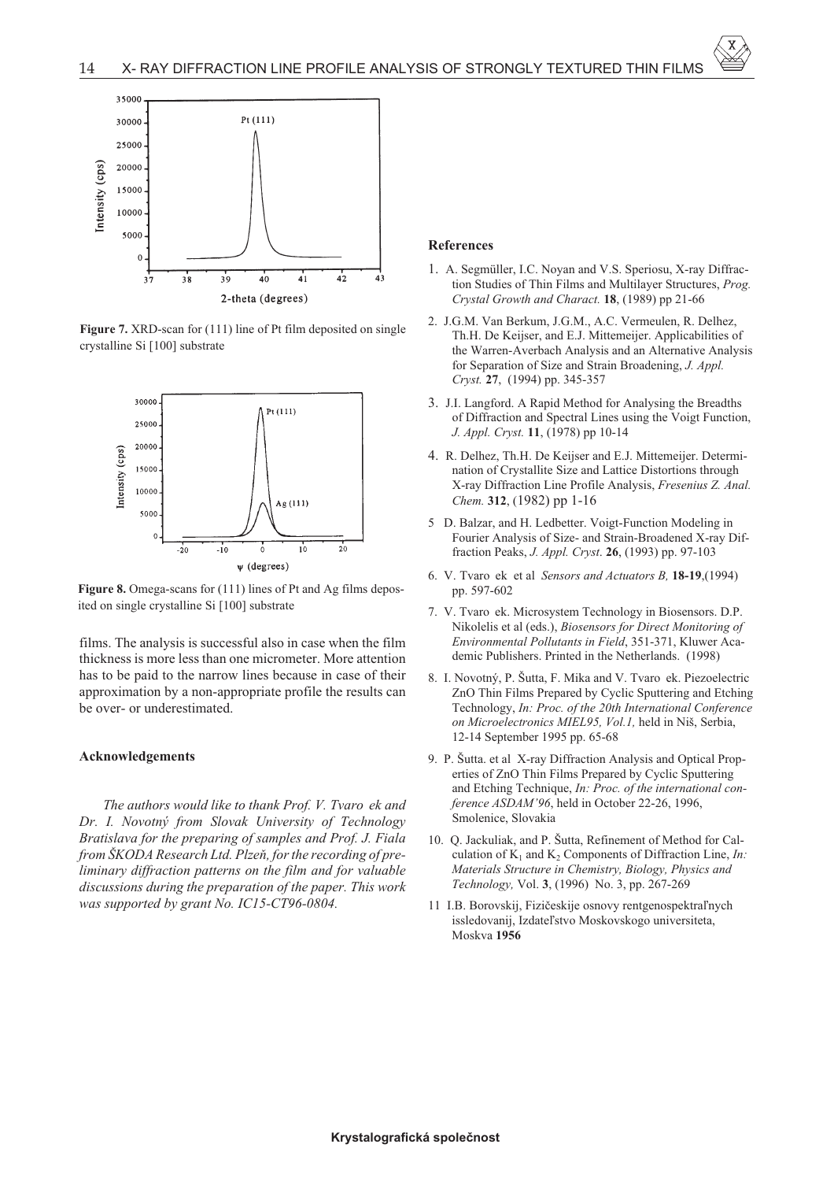35000
30000
25000
20000
15000
10000
5000
0
Intensity (cps)
Pt (111)
37 38 39 40 41 42 43
2-theta (degrees)

**Figure 7.** XRD-scan for (111) line of Pt film deposited on single crystalline Si [100] substrate

30000
25000
20000
15000
10000
5000
0
Intensity (cps)
Pt (111)
Ag (111)
-20 -10 0 10 20
ψ (degrees)

**Figure 8.** Omega-scans for (111) lines of Pt and Ag films deposited on single crystalline Si [100] substrate

films. The analysis is successful also in case when the film thickness is more less than one micrometer. More attention has to be paid to the narrow lines because in case of their approximation by a non-appropriate profile the results can be over- or underestimated.

### Acknowledgements

*The authors would like to thank Prof. V. Tvaro ek and Dr. I. Novotný from Slovak University of Technology Bratislava for the preparing of samples and Prof. J. Fiala from ŠKODA Research Ltd. Plzeň, for the recording of preliminary diffraction patterns on the film and for valuable discussions during the preparation of the paper. This work was supported by grant No. IC15-CT96-0804.*

### References

1. A. Segmüller, I.C. Noyan and V.S. Speriosu, X-ray Diffraction Studies of Thin Films and Multilayer Structures, *Prog. Crystal Growth and Charact.* **18**, (1989) pp 21-66
2. J.G.M. Van Berkum, J.G.M., A.C. Vermeulen, R. Delhez, Th.H. De Keijser, and E.J. Mittemeijer. Applicabilities of the Warren-Averbach Analysis and an Alternative Analysis for Separation of Size and Strain Broadening, *J. Appl. Cryst.* **27**, (1994) pp. 345-357
3. J.I. Langford. A Rapid Method for Analysing the Breadths of Diffraction and Spectral Lines using the Voigt Function, *J. Appl. Cryst.* **11**, (1978) pp 10-14
4. R. Delhez, Th.H. De Keijser and E.J. Mittemeijer. Determination of Crystallite Size and Lattice Distortions through X-ray Diffraction Line Profile Analysis, *Fresenius Z. Anal. Chem.* **312**, (1982) pp 1-16
5. D. Balzar, and H. Ledbetter. Voigt-Function Modeling in Fourier Analysis of Size- and Strain-Broadened X-ray Diffraction Peaks, *J. Appl. Cryst*. **26**, (1993) pp. 97-103
6. V. Tvaro ek et al *Sensors and Actuators B,* **18-19**,(1994) pp. 597-602
7. V. Tvaro ek. Microsystem Technology in Biosensors. D.P. Nikolelis et al (eds.), *Biosensors for Direct Monitoring of Environmental Pollutants in Field*, 351-371, Kluwer Academic Publishers. Printed in the Netherlands. (1998)
8. I. Novotný, P. Šutta, F. Mika and V. Tvaro ek. Piezoelectric ZnO Thin Films Prepared by Cyclic Sputtering and Etching Technology, *In: Proc. of the 20th International Conference on Microelectronics MIEL95, Vol.1,* held in Niš, Serbia, 12-14 September 1995 pp. 65-68
9. P. Šutta. et al X-ray Diffraction Analysis and Optical Properties of ZnO Thin Films Prepared by Cyclic Sputtering and Etching Technique, *In: Proc. of the international conference ASDAM'96*, held in October 22-26, 1996, Smolenice, Slovakia
10. Q. Jackuliak, and P. Šutta, Refinement of Method for Calculation of $K_1$ and $K_2$ Components of Diffraction Line, *In: Materials Structure in Chemistry, Biology, Physics and Technology,* Vol. **3**, (1996) No. 3, pp. 267-269
11. I.B. Borovskij, Fizičeskije osnovy rentgenospektraľnych issledovanij, Izdateľstvo Moskovskogo universiteta, Moskva **1956**